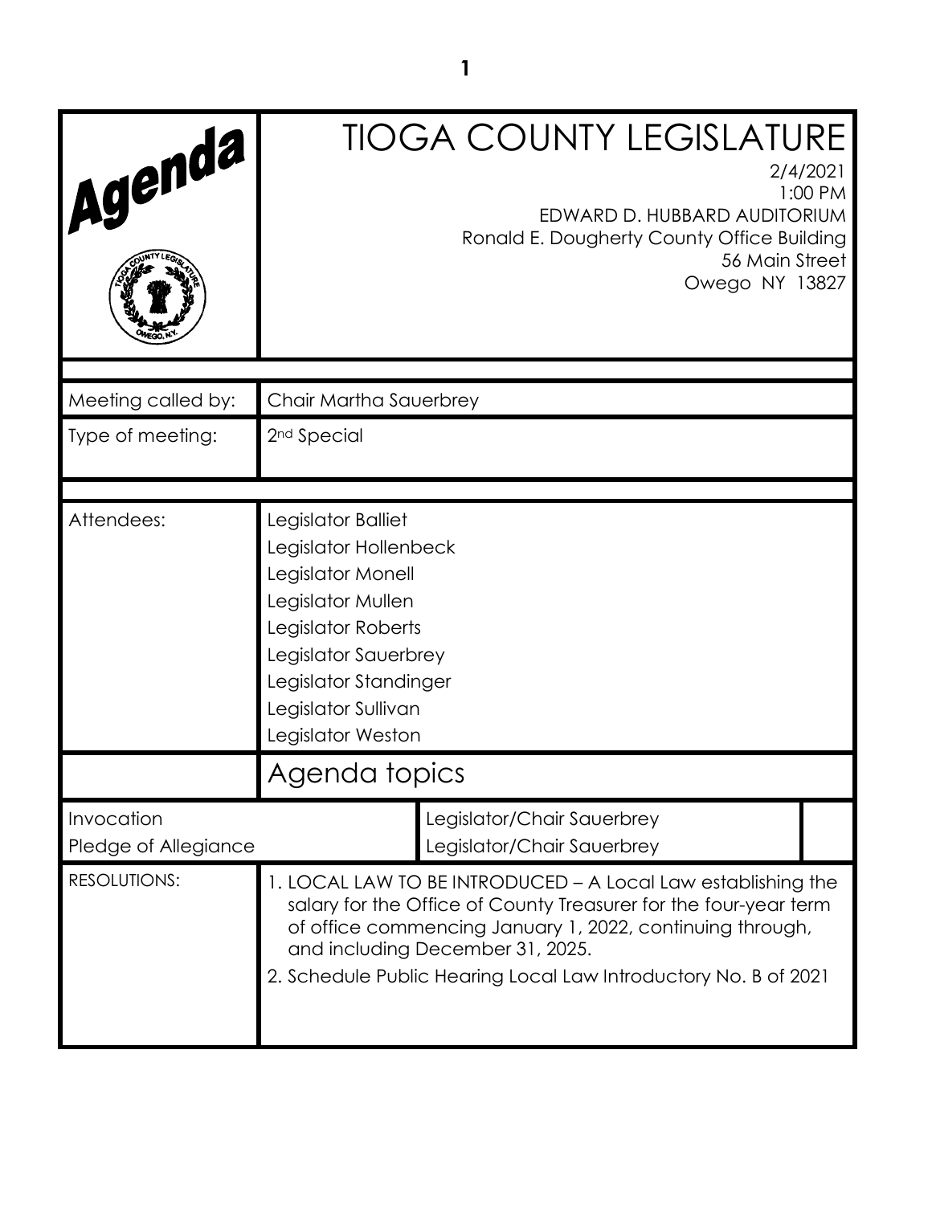# Agenda

# TIOGA COUNTY LEGISLATURE

2/4/2021
1:00 PM
EDWARD D. HUBBARD AUDITORIUM
Ronald E. Dougherty County Office Building
56 Main Street
Owego NY 13827

| | |
|---|---|
| Meeting called by: | Chair Martha Sauerbrey |
| Type of meeting: | 2nd Special |

| | |
|---|---|
| Attendees: | Legislator Balliet<br>Legislator Hollenbeck<br>Legislator Monell<br>Legislator Mullen<br>Legislator Roberts<br>Legislator Sauerbrey<br>Legislator Standinger<br>Legislator Sullivan<br>Legislator Weston |

## Agenda topics

| | |
|---|---|
| Invocation | Legislator/Chair Sauerbrey |
| Pledge of Allegiance | Legislator/Chair Sauerbrey |

| | |
|---|---|
| RESOLUTIONS: | 1. LOCAL LAW TO BE INTRODUCED – A Local Law establishing the salary for the Office of County Treasurer for the four-year term of office commencing January 1, 2022, continuing through, and including December 31, 2025.<br>2. Schedule Public Hearing Local Law Introductory No. B of 2021 |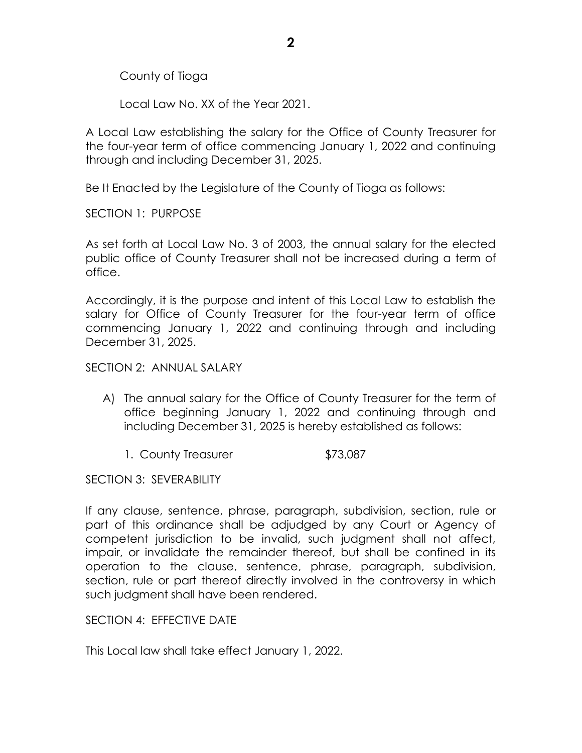County of Tioga

Local Law No. XX of the Year 2021.

A Local Law establishing the salary for the Office of County Treasurer for the four-year term of office commencing January 1, 2022 and continuing through and including December 31, 2025.

Be It Enacted by the Legislature of the County of Tioga as follows:

SECTION 1: PURPOSE

As set forth at Local Law No. 3 of 2003, the annual salary for the elected public office of County Treasurer shall not be increased during a term of office.

Accordingly, it is the purpose and intent of this Local Law to establish the salary for Office of County Treasurer for the four-year term of office commencing January 1, 2022 and continuing through and including December 31, 2025.

SECTION 2: ANNUAL SALARY

A) The annual salary for the Office of County Treasurer for the term of office beginning January 1, 2022 and continuing through and including December 31, 2025 is hereby established as follows:

   1. County Treasurer $73,087

SECTION 3: SEVERABILITY

If any clause, sentence, phrase, paragraph, subdivision, section, rule or part of this ordinance shall be adjudged by any Court or Agency of competent jurisdiction to be invalid, such judgment shall not affect, impair, or invalidate the remainder thereof, but shall be confined in its operation to the clause, sentence, phrase, paragraph, subdivision, section, rule or part thereof directly involved in the controversy in which such judgment shall have been rendered.

SECTION 4: EFFECTIVE DATE

This Local law shall take effect January 1, 2022.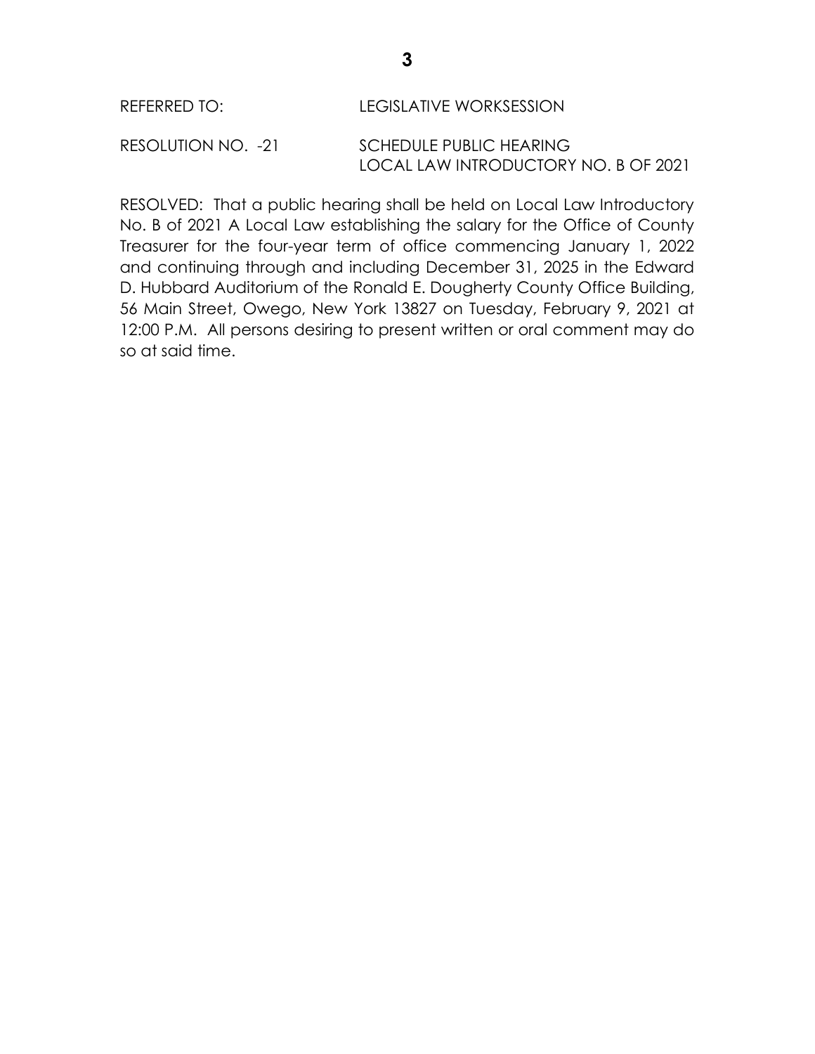REFERRED TO: LEGISLATIVE WORKSESSION

RESOLUTION NO. -21 SCHEDULE PUBLIC HEARING
LOCAL LAW INTRODUCTORY NO. B OF 2021

RESOLVED: That a public hearing shall be held on Local Law Introductory No. B of 2021 A Local Law establishing the salary for the Office of County Treasurer for the four-year term of office commencing January 1, 2022 and continuing through and including December 31, 2025 in the Edward D. Hubbard Auditorium of the Ronald E. Dougherty County Office Building, 56 Main Street, Owego, New York 13827 on Tuesday, February 9, 2021 at 12:00 P.M. All persons desiring to present written or oral comment may do so at said time.